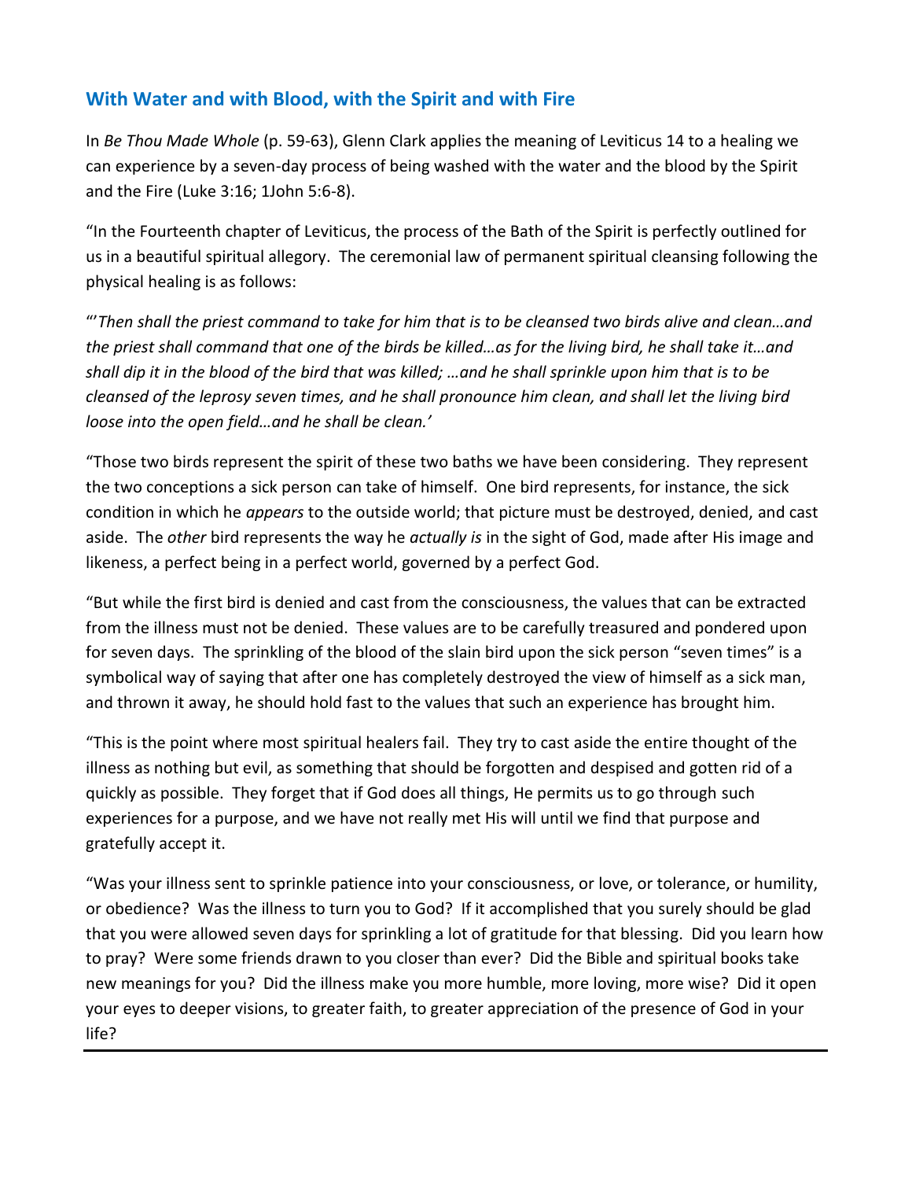## With Water and with Blood, with the Spirit and with Fire

In *Be Thou Made Whole* (p. 59-63), Glenn Clark applies the meaning of Leviticus 14 to a healing we can experience by a seven-day process of being washed with the water and the blood by the Spirit and the Fire (Luke 3:16; 1John 5:6-8).

"In the Fourteenth chapter of Leviticus, the process of the Bath of the Spirit is perfectly outlined for us in a beautiful spiritual allegory. The ceremonial law of permanent spiritual cleansing following the physical healing is as follows:

"'*Then shall the priest command to take for him that is to be cleansed two birds alive and clean…and the priest shall command that one of the birds be killed…as for the living bird, he shall take it…and shall dip it in the blood of the bird that was killed; …and he shall sprinkle upon him that is to be cleansed of the leprosy seven times, and he shall pronounce him clean, and shall let the living bird loose into the open field…and he shall be clean.'*

"Those two birds represent the spirit of these two baths we have been considering. They represent the two conceptions a sick person can take of himself. One bird represents, for instance, the sick condition in which he *appears* to the outside world; that picture must be destroyed, denied, and cast aside. The *other* bird represents the way he *actually is* in the sight of God, made after His image and likeness, a perfect being in a perfect world, governed by a perfect God.

"But while the first bird is denied and cast from the consciousness, the values that can be extracted from the illness must not be denied. These values are to be carefully treasured and pondered upon for seven days. The sprinkling of the blood of the slain bird upon the sick person "seven times" is a symbolical way of saying that after one has completely destroyed the view of himself as a sick man, and thrown it away, he should hold fast to the values that such an experience has brought him.

"This is the point where most spiritual healers fail. They try to cast aside the entire thought of the illness as nothing but evil, as something that should be forgotten and despised and gotten rid of a quickly as possible. They forget that if God does all things, He permits us to go through such experiences for a purpose, and we have not really met His will until we find that purpose and gratefully accept it.

"Was your illness sent to sprinkle patience into your consciousness, or love, or tolerance, or humility, or obedience? Was the illness to turn you to God? If it accomplished that you surely should be glad that you were allowed seven days for sprinkling a lot of gratitude for that blessing. Did you learn how to pray? Were some friends drawn to you closer than ever? Did the Bible and spiritual books take new meanings for you? Did the illness make you more humble, more loving, more wise? Did it open your eyes to deeper visions, to greater faith, to greater appreciation of the presence of God in your life?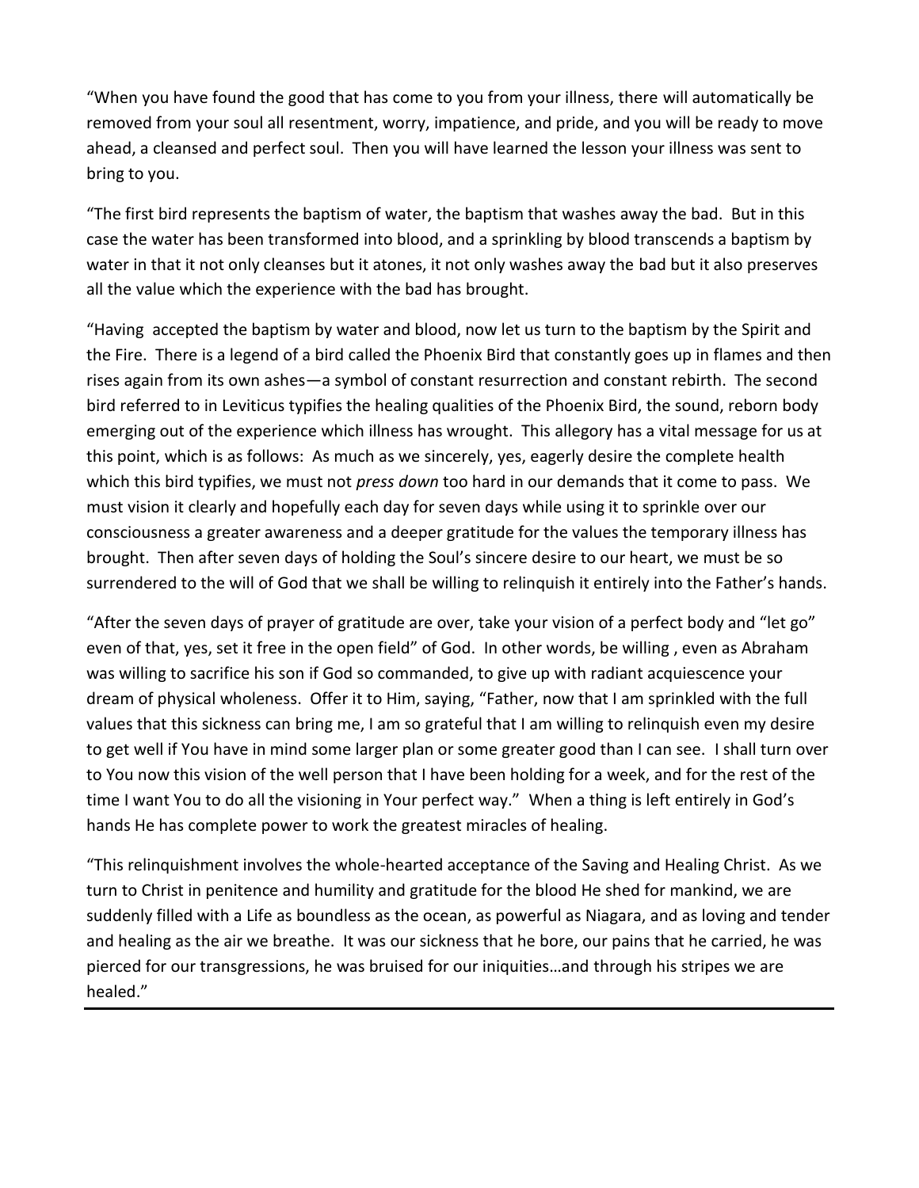"When you have found the good that has come to you from your illness, there will automatically be removed from your soul all resentment, worry, impatience, and pride, and you will be ready to move ahead, a cleansed and perfect soul. Then you will have learned the lesson your illness was sent to bring to you.

"The first bird represents the baptism of water, the baptism that washes away the bad. But in this case the water has been transformed into blood, and a sprinkling by blood transcends a baptism by water in that it not only cleanses but it atones, it not only washes away the bad but it also preserves all the value which the experience with the bad has brought.

"Having accepted the baptism by water and blood, now let us turn to the baptism by the Spirit and the Fire. There is a legend of a bird called the Phoenix Bird that constantly goes up in flames and then rises again from its own ashes—a symbol of constant resurrection and constant rebirth. The second bird referred to in Leviticus typifies the healing qualities of the Phoenix Bird, the sound, reborn body emerging out of the experience which illness has wrought. This allegory has a vital message for us at this point, which is as follows: As much as we sincerely, yes, eagerly desire the complete health which this bird typifies, we must not *press down* too hard in our demands that it come to pass. We must vision it clearly and hopefully each day for seven days while using it to sprinkle over our consciousness a greater awareness and a deeper gratitude for the values the temporary illness has brought. Then after seven days of holding the Soul's sincere desire to our heart, we must be so surrendered to the will of God that we shall be willing to relinquish it entirely into the Father's hands.

"After the seven days of prayer of gratitude are over, take your vision of a perfect body and "let go" even of that, yes, set it free in the open field" of God. In other words, be willing , even as Abraham was willing to sacrifice his son if God so commanded, to give up with radiant acquiescence your dream of physical wholeness. Offer it to Him, saying, "Father, now that I am sprinkled with the full values that this sickness can bring me, I am so grateful that I am willing to relinquish even my desire to get well if You have in mind some larger plan or some greater good than I can see. I shall turn over to You now this vision of the well person that I have been holding for a week, and for the rest of the time I want You to do all the visioning in Your perfect way." When a thing is left entirely in God's hands He has complete power to work the greatest miracles of healing.

"This relinquishment involves the whole-hearted acceptance of the Saving and Healing Christ. As we turn to Christ in penitence and humility and gratitude for the blood He shed for mankind, we are suddenly filled with a Life as boundless as the ocean, as powerful as Niagara, and as loving and tender and healing as the air we breathe. It was our sickness that he bore, our pains that he carried, he was pierced for our transgressions, he was bruised for our iniquities…and through his stripes we are healed."

---